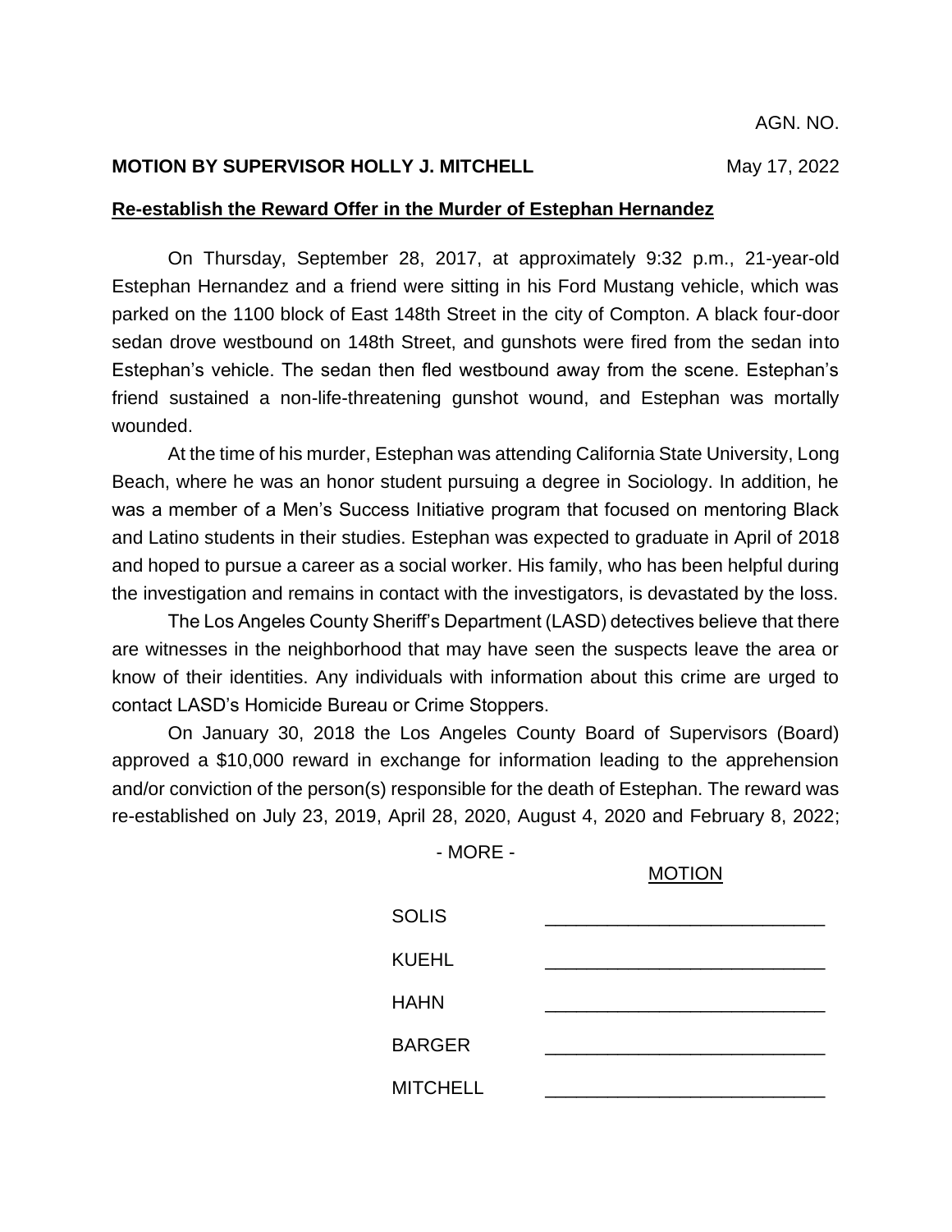AGN. NO.

**MOTION BY SUPERVISOR HOLLY J. MITCHELL** May 17, 2022

**Re-establish the Reward Offer in the Murder of Estephan Hernandez**

On Thursday, September 28, 2017, at approximately 9:32 p.m., 21-year-old Estephan Hernandez and a friend were sitting in his Ford Mustang vehicle, which was parked on the 1100 block of East 148th Street in the city of Compton. A black four-door sedan drove westbound on 148th Street, and gunshots were fired from the sedan into Estephan's vehicle. The sedan then fled westbound away from the scene. Estephan's friend sustained a non-life-threatening gunshot wound, and Estephan was mortally wounded.

At the time of his murder, Estephan was attending California State University, Long Beach, where he was an honor student pursuing a degree in Sociology. In addition, he was a member of a Men's Success Initiative program that focused on mentoring Black and Latino students in their studies. Estephan was expected to graduate in April of 2018 and hoped to pursue a career as a social worker. His family, who has been helpful during the investigation and remains in contact with the investigators, is devastated by the loss.

The Los Angeles County Sheriff's Department (LASD) detectives believe that there are witnesses in the neighborhood that may have seen the suspects leave the area or know of their identities. Any individuals with information about this crime are urged to contact LASD's Homicide Bureau or Crime Stoppers.

On January 30, 2018 the Los Angeles County Board of Supervisors (Board) approved a $10,000 reward in exchange for information leading to the apprehension and/or conviction of the person(s) responsible for the death of Estephan. The reward was re-established on July 23, 2019, April 28, 2020, August 4, 2020 and February 8, 2022;

- MORE -

| | MOTION |
|---|---|
| SOLIS | \_\_\_\_\_\_\_\_\_\_\_\_\_\_\_\_\_\_\_\_\_\_\_\_\_\_ |
| KUEHL | \_\_\_\_\_\_\_\_\_\_\_\_\_\_\_\_\_\_\_\_\_\_\_\_\_\_ |
| HAHN | \_\_\_\_\_\_\_\_\_\_\_\_\_\_\_\_\_\_\_\_\_\_\_\_\_\_ |
| BARGER | \_\_\_\_\_\_\_\_\_\_\_\_\_\_\_\_\_\_\_\_\_\_\_\_\_\_ |
| MITCHELL | \_\_\_\_\_\_\_\_\_\_\_\_\_\_\_\_\_\_\_\_\_\_\_\_\_\_ |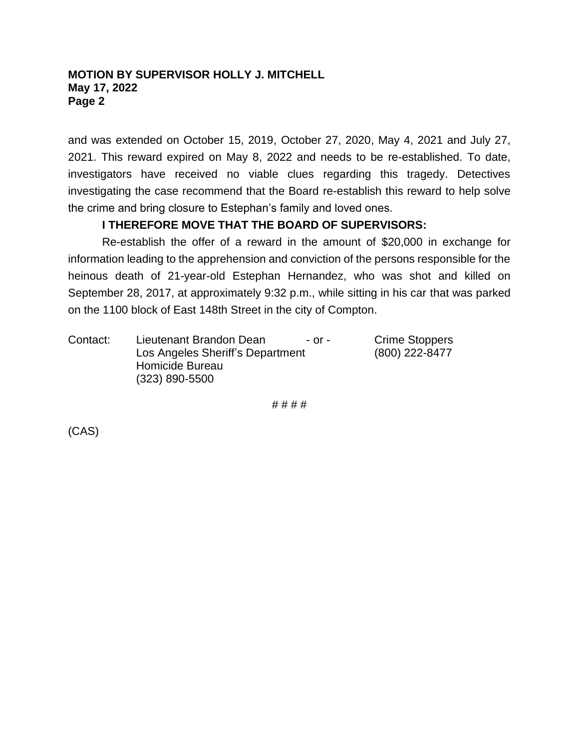and was extended on October 15, 2019, October 27, 2020, May 4, 2021 and July 27, 2021. This reward expired on May 8, 2022 and needs to be re-established. To date, investigators have received no viable clues regarding this tragedy. Detectives investigating the case recommend that the Board re-establish this reward to help solve the crime and bring closure to Estephan's family and loved ones.

**I THEREFORE MOVE THAT THE BOARD OF SUPERVISORS:**

Re-establish the offer of a reward in the amount of $20,000 in exchange for information leading to the apprehension and conviction of the persons responsible for the heinous death of 21-year-old Estephan Hernandez, who was shot and killed on September 28, 2017, at approximately 9:32 p.m., while sitting in his car that was parked on the 1100 block of East 148th Street in the city of Compton.

| | | | |
|---|---|---|---|
| Contact: | Lieutenant Brandon Dean<br>Los Angeles Sheriff's Department<br>Homicide Bureau<br>(323) 890-5500 | - or - | Crime Stoppers<br>(800) 222-8477 |

# # # #

(CAS)